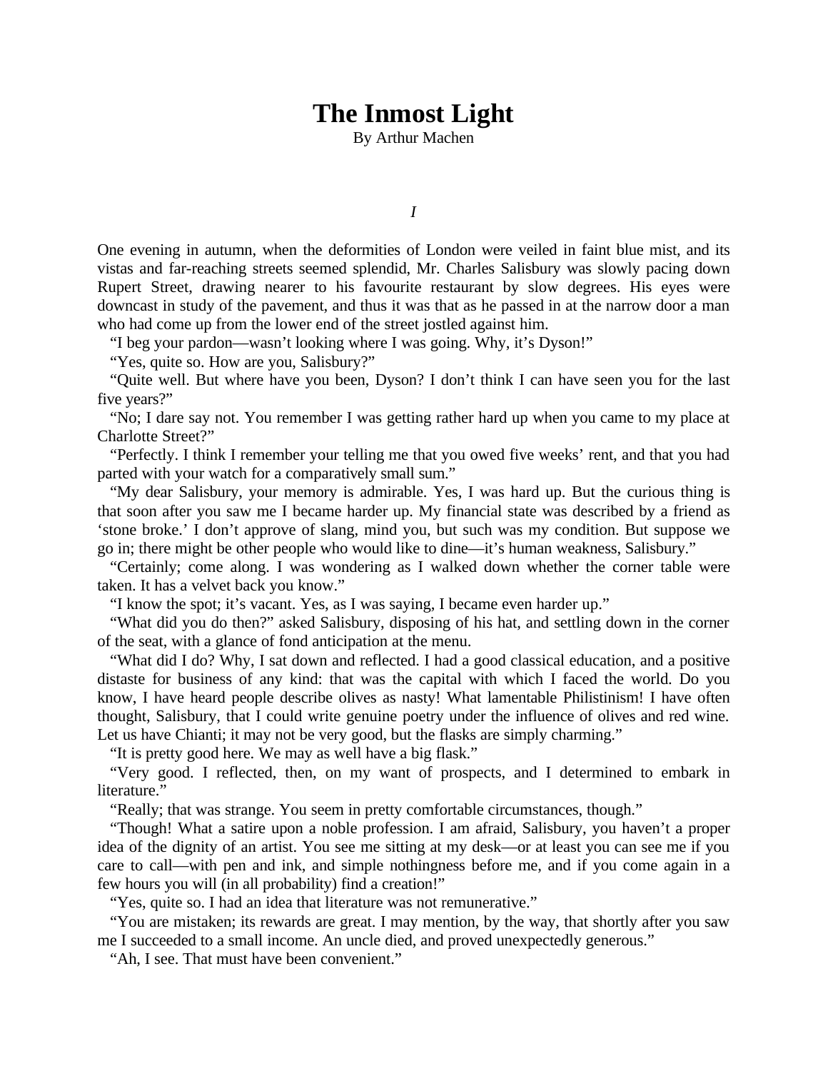# The Inmost Light

By Arthur Machen

*I*

One evening in autumn, when the deformities of London were veiled in faint blue mist, and its vistas and far-reaching streets seemed splendid, Mr. Charles Salisbury was slowly pacing down Rupert Street, drawing nearer to his favourite restaurant by slow degrees. His eyes were downcast in study of the pavement, and thus it was that as he passed in at the narrow door a man who had come up from the lower end of the street jostled against him.

"I beg your pardon—wasn't looking where I was going. Why, it's Dyson!"

"Yes, quite so. How are you, Salisbury?"

"Quite well. But where have you been, Dyson? I don't think I can have seen you for the last five years?"

"No; I dare say not. You remember I was getting rather hard up when you came to my place at Charlotte Street?"

"Perfectly. I think I remember your telling me that you owed five weeks' rent, and that you had parted with your watch for a comparatively small sum."

"My dear Salisbury, your memory is admirable. Yes, I was hard up. But the curious thing is that soon after you saw me I became harder up. My financial state was described by a friend as 'stone broke.' I don't approve of slang, mind you, but such was my condition. But suppose we go in; there might be other people who would like to dine—it's human weakness, Salisbury."

"Certainly; come along. I was wondering as I walked down whether the corner table were taken. It has a velvet back you know."

"I know the spot; it's vacant. Yes, as I was saying, I became even harder up."

"What did you do then?" asked Salisbury, disposing of his hat, and settling down in the corner of the seat, with a glance of fond anticipation at the menu.

"What did I do? Why, I sat down and reflected. I had a good classical education, and a positive distaste for business of any kind: that was the capital with which I faced the world. Do you know, I have heard people describe olives as nasty! What lamentable Philistinism! I have often thought, Salisbury, that I could write genuine poetry under the influence of olives and red wine. Let us have Chianti; it may not be very good, but the flasks are simply charming."

"It is pretty good here. We may as well have a big flask."

"Very good. I reflected, then, on my want of prospects, and I determined to embark in literature."

"Really; that was strange. You seem in pretty comfortable circumstances, though."

"Though! What a satire upon a noble profession. I am afraid, Salisbury, you haven't a proper idea of the dignity of an artist. You see me sitting at my desk—or at least you can see me if you care to call—with pen and ink, and simple nothingness before me, and if you come again in a few hours you will (in all probability) find a creation!"

"Yes, quite so. I had an idea that literature was not remunerative."

"You are mistaken; its rewards are great. I may mention, by the way, that shortly after you saw me I succeeded to a small income. An uncle died, and proved unexpectedly generous."

"Ah, I see. That must have been convenient."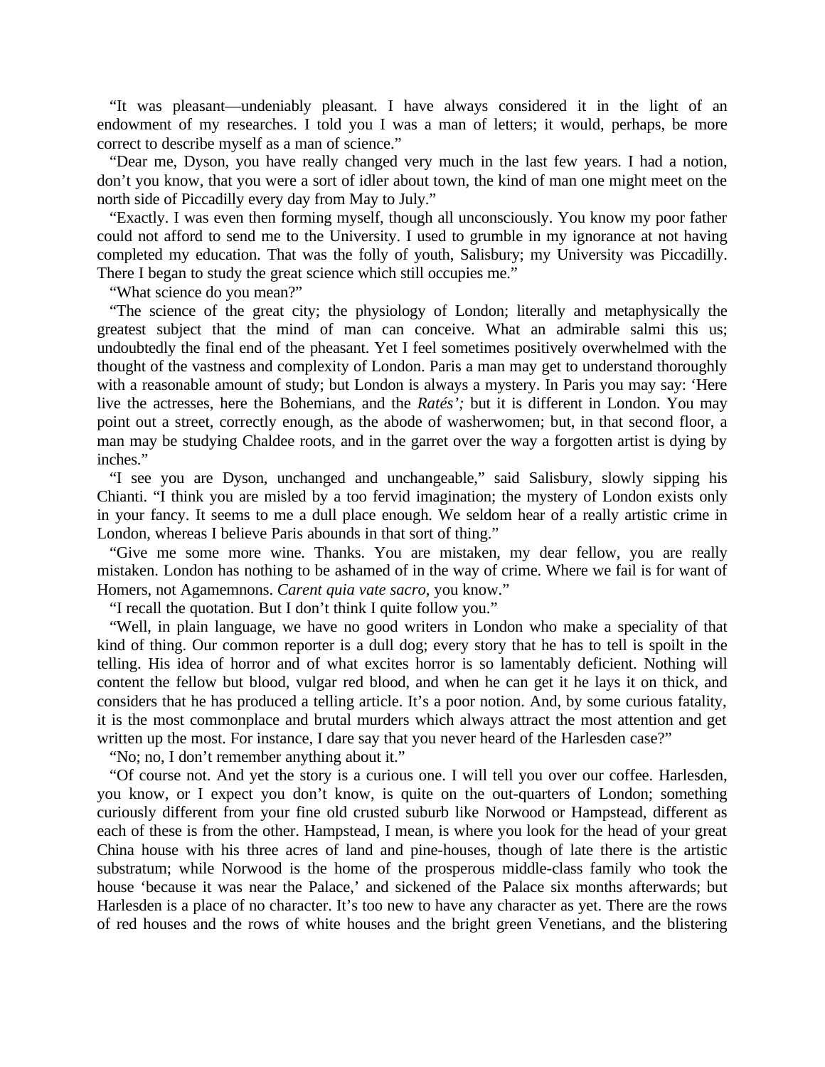"It was pleasant—undeniably pleasant. I have always considered it in the light of an endowment of my researches. I told you I was a man of letters; it would, perhaps, be more correct to describe myself as a man of science."

"Dear me, Dyson, you have really changed very much in the last few years. I had a notion, don't you know, that you were a sort of idler about town, the kind of man one might meet on the north side of Piccadilly every day from May to July."

"Exactly. I was even then forming myself, though all unconsciously. You know my poor father could not afford to send me to the University. I used to grumble in my ignorance at not having completed my education. That was the folly of youth, Salisbury; my University was Piccadilly. There I began to study the great science which still occupies me."

"What science do you mean?"

"The science of the great city; the physiology of London; literally and metaphysically the greatest subject that the mind of man can conceive. What an admirable salmi this us; undoubtedly the final end of the pheasant. Yet I feel sometimes positively overwhelmed with the thought of the vastness and complexity of London. Paris a man may get to understand thoroughly with a reasonable amount of study; but London is always a mystery. In Paris you may say: 'Here live the actresses, here the Bohemians, and the *Ratés';* but it is different in London. You may point out a street, correctly enough, as the abode of washerwomen; but, in that second floor, a man may be studying Chaldee roots, and in the garret over the way a forgotten artist is dying by inches."

"I see you are Dyson, unchanged and unchangeable," said Salisbury, slowly sipping his Chianti. "I think you are misled by a too fervid imagination; the mystery of London exists only in your fancy. It seems to me a dull place enough. We seldom hear of a really artistic crime in London, whereas I believe Paris abounds in that sort of thing."

"Give me some more wine. Thanks. You are mistaken, my dear fellow, you are really mistaken. London has nothing to be ashamed of in the way of crime. Where we fail is for want of Homers, not Agamemnons. *Carent quia vate sacro,* you know."

"I recall the quotation. But I don't think I quite follow you."

"Well, in plain language, we have no good writers in London who make a speciality of that kind of thing. Our common reporter is a dull dog; every story that he has to tell is spoilt in the telling. His idea of horror and of what excites horror is so lamentably deficient. Nothing will content the fellow but blood, vulgar red blood, and when he can get it he lays it on thick, and considers that he has produced a telling article. It's a poor notion. And, by some curious fatality, it is the most commonplace and brutal murders which always attract the most attention and get written up the most. For instance, I dare say that you never heard of the Harlesden case?"

"No; no, I don't remember anything about it."

"Of course not. And yet the story is a curious one. I will tell you over our coffee. Harlesden, you know, or I expect you don't know, is quite on the out-quarters of London; something curiously different from your fine old crusted suburb like Norwood or Hampstead, different as each of these is from the other. Hampstead, I mean, is where you look for the head of your great China house with his three acres of land and pine-houses, though of late there is the artistic substratum; while Norwood is the home of the prosperous middle-class family who took the house 'because it was near the Palace,' and sickened of the Palace six months afterwards; but Harlesden is a place of no character. It's too new to have any character as yet. There are the rows of red houses and the rows of white houses and the bright green Venetians, and the blistering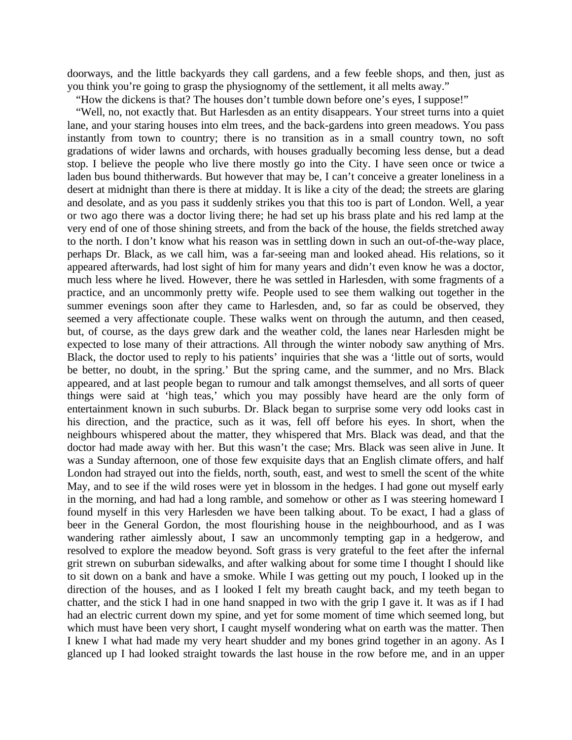doorways, and the little backyards they call gardens, and a few feeble shops, and then, just as you think you're going to grasp the physiognomy of the settlement, it all melts away."

"How the dickens is that? The houses don't tumble down before one's eyes, I suppose!"

"Well, no, not exactly that. But Harlesden as an entity disappears. Your street turns into a quiet lane, and your staring houses into elm trees, and the back-gardens into green meadows. You pass instantly from town to country; there is no transition as in a small country town, no soft gradations of wider lawns and orchards, with houses gradually becoming less dense, but a dead stop. I believe the people who live there mostly go into the City. I have seen once or twice a laden bus bound thitherwards. But however that may be, I can't conceive a greater loneliness in a desert at midnight than there is there at midday. It is like a city of the dead; the streets are glaring and desolate, and as you pass it suddenly strikes you that this too is part of London. Well, a year or two ago there was a doctor living there; he had set up his brass plate and his red lamp at the very end of one of those shining streets, and from the back of the house, the fields stretched away to the north. I don't know what his reason was in settling down in such an out-of-the-way place, perhaps Dr. Black, as we call him, was a far-seeing man and looked ahead. His relations, so it appeared afterwards, had lost sight of him for many years and didn't even know he was a doctor, much less where he lived. However, there he was settled in Harlesden, with some fragments of a practice, and an uncommonly pretty wife. People used to see them walking out together in the summer evenings soon after they came to Harlesden, and, so far as could be observed, they seemed a very affectionate couple. These walks went on through the autumn, and then ceased, but, of course, as the days grew dark and the weather cold, the lanes near Harlesden might be expected to lose many of their attractions. All through the winter nobody saw anything of Mrs. Black, the doctor used to reply to his patients' inquiries that she was a 'little out of sorts, would be better, no doubt, in the spring.' But the spring came, and the summer, and no Mrs. Black appeared, and at last people began to rumour and talk amongst themselves, and all sorts of queer things were said at 'high teas,' which you may possibly have heard are the only form of entertainment known in such suburbs. Dr. Black began to surprise some very odd looks cast in his direction, and the practice, such as it was, fell off before his eyes. In short, when the neighbours whispered about the matter, they whispered that Mrs. Black was dead, and that the doctor had made away with her. But this wasn't the case; Mrs. Black was seen alive in June. It was a Sunday afternoon, one of those few exquisite days that an English climate offers, and half London had strayed out into the fields, north, south, east, and west to smell the scent of the white May, and to see if the wild roses were yet in blossom in the hedges. I had gone out myself early in the morning, and had had a long ramble, and somehow or other as I was steering homeward I found myself in this very Harlesden we have been talking about. To be exact, I had a glass of beer in the General Gordon, the most flourishing house in the neighbourhood, and as I was wandering rather aimlessly about, I saw an uncommonly tempting gap in a hedgerow, and resolved to explore the meadow beyond. Soft grass is very grateful to the feet after the infernal grit strewn on suburban sidewalks, and after walking about for some time I thought I should like to sit down on a bank and have a smoke. While I was getting out my pouch, I looked up in the direction of the houses, and as I looked I felt my breath caught back, and my teeth began to chatter, and the stick I had in one hand snapped in two with the grip I gave it. It was as if I had had an electric current down my spine, and yet for some moment of time which seemed long, but which must have been very short, I caught myself wondering what on earth was the matter. Then I knew I what had made my very heart shudder and my bones grind together in an agony. As I glanced up I had looked straight towards the last house in the row before me, and in an upper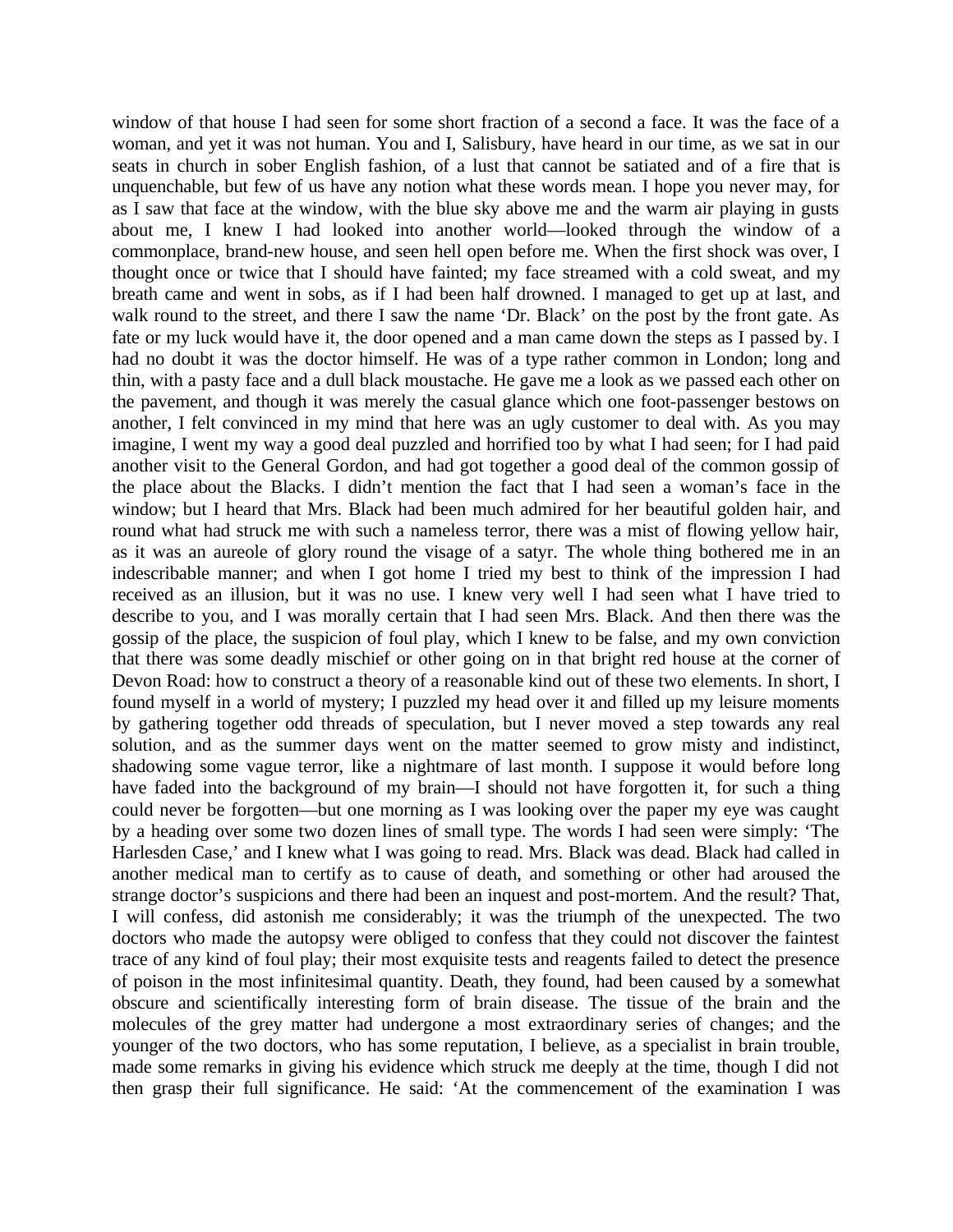window of that house I had seen for some short fraction of a second a face. It was the face of a woman, and yet it was not human. You and I, Salisbury, have heard in our time, as we sat in our seats in church in sober English fashion, of a lust that cannot be satiated and of a fire that is unquenchable, but few of us have any notion what these words mean. I hope you never may, for as I saw that face at the window, with the blue sky above me and the warm air playing in gusts about me, I knew I had looked into another world—looked through the window of a commonplace, brand-new house, and seen hell open before me. When the first shock was over, I thought once or twice that I should have fainted; my face streamed with a cold sweat, and my breath came and went in sobs, as if I had been half drowned. I managed to get up at last, and walk round to the street, and there I saw the name 'Dr. Black' on the post by the front gate. As fate or my luck would have it, the door opened and a man came down the steps as I passed by. I had no doubt it was the doctor himself. He was of a type rather common in London; long and thin, with a pasty face and a dull black moustache. He gave me a look as we passed each other on the pavement, and though it was merely the casual glance which one foot-passenger bestows on another, I felt convinced in my mind that here was an ugly customer to deal with. As you may imagine, I went my way a good deal puzzled and horrified too by what I had seen; for I had paid another visit to the General Gordon, and had got together a good deal of the common gossip of the place about the Blacks. I didn't mention the fact that I had seen a woman's face in the window; but I heard that Mrs. Black had been much admired for her beautiful golden hair, and round what had struck me with such a nameless terror, there was a mist of flowing yellow hair, as it was an aureole of glory round the visage of a satyr. The whole thing bothered me in an indescribable manner; and when I got home I tried my best to think of the impression I had received as an illusion, but it was no use. I knew very well I had seen what I have tried to describe to you, and I was morally certain that I had seen Mrs. Black. And then there was the gossip of the place, the suspicion of foul play, which I knew to be false, and my own conviction that there was some deadly mischief or other going on in that bright red house at the corner of Devon Road: how to construct a theory of a reasonable kind out of these two elements. In short, I found myself in a world of mystery; I puzzled my head over it and filled up my leisure moments by gathering together odd threads of speculation, but I never moved a step towards any real solution, and as the summer days went on the matter seemed to grow misty and indistinct, shadowing some vague terror, like a nightmare of last month. I suppose it would before long have faded into the background of my brain—I should not have forgotten it, for such a thing could never be forgotten—but one morning as I was looking over the paper my eye was caught by a heading over some two dozen lines of small type. The words I had seen were simply: 'The Harlesden Case,' and I knew what I was going to read. Mrs. Black was dead. Black had called in another medical man to certify as to cause of death, and something or other had aroused the strange doctor's suspicions and there had been an inquest and post-mortem. And the result? That, I will confess, did astonish me considerably; it was the triumph of the unexpected. The two doctors who made the autopsy were obliged to confess that they could not discover the faintest trace of any kind of foul play; their most exquisite tests and reagents failed to detect the presence of poison in the most infinitesimal quantity. Death, they found, had been caused by a somewhat obscure and scientifically interesting form of brain disease. The tissue of the brain and the molecules of the grey matter had undergone a most extraordinary series of changes; and the younger of the two doctors, who has some reputation, I believe, as a specialist in brain trouble, made some remarks in giving his evidence which struck me deeply at the time, though I did not then grasp their full significance. He said: 'At the commencement of the examination I was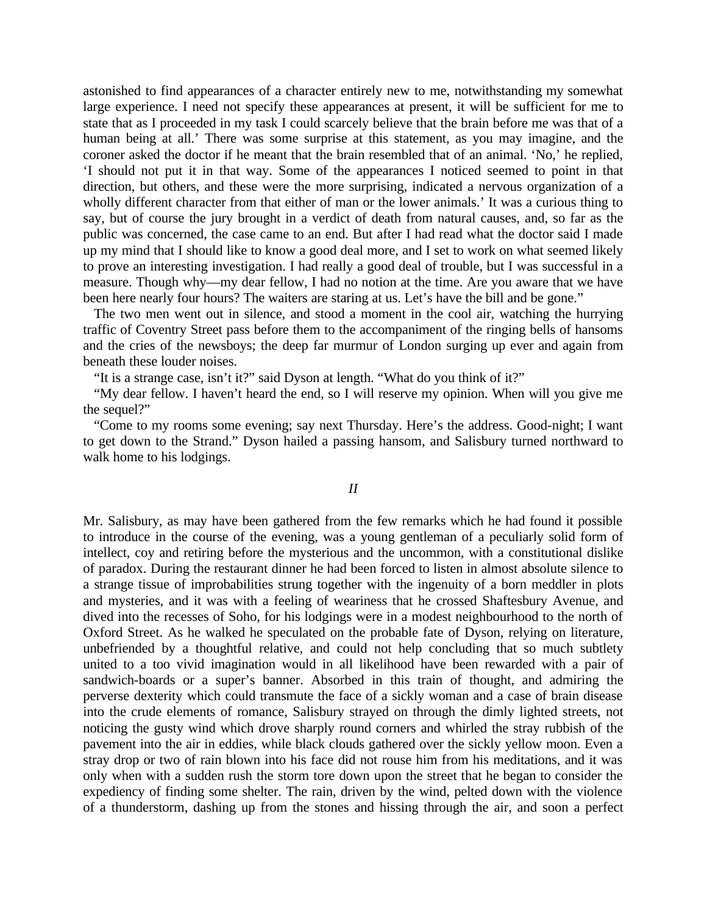astonished to find appearances of a character entirely new to me, notwithstanding my somewhat large experience. I need not specify these appearances at present, it will be sufficient for me to state that as I proceeded in my task I could scarcely believe that the brain before me was that of a human being at all.' There was some surprise at this statement, as you may imagine, and the coroner asked the doctor if he meant that the brain resembled that of an animal. 'No,' he replied, 'I should not put it in that way. Some of the appearances I noticed seemed to point in that direction, but others, and these were the more surprising, indicated a nervous organization of a wholly different character from that either of man or the lower animals.' It was a curious thing to say, but of course the jury brought in a verdict of death from natural causes, and, so far as the public was concerned, the case came to an end. But after I had read what the doctor said I made up my mind that I should like to know a good deal more, and I set to work on what seemed likely to prove an interesting investigation. I had really a good deal of trouble, but I was successful in a measure. Though why—my dear fellow, I had no notion at the time. Are you aware that we have been here nearly four hours? The waiters are staring at us. Let's have the bill and be gone."

The two men went out in silence, and stood a moment in the cool air, watching the hurrying traffic of Coventry Street pass before them to the accompaniment of the ringing bells of hansoms and the cries of the newsboys; the deep far murmur of London surging up ever and again from beneath these louder noises.

"It is a strange case, isn't it?" said Dyson at length. "What do you think of it?"

"My dear fellow. I haven't heard the end, so I will reserve my opinion. When will you give me the sequel?"

"Come to my rooms some evening; say next Thursday. Here's the address. Good-night; I want to get down to the Strand." Dyson hailed a passing hansom, and Salisbury turned northward to walk home to his lodgings.

## *II*

Mr. Salisbury, as may have been gathered from the few remarks which he had found it possible to introduce in the course of the evening, was a young gentleman of a peculiarly solid form of intellect, coy and retiring before the mysterious and the uncommon, with a constitutional dislike of paradox. During the restaurant dinner he had been forced to listen in almost absolute silence to a strange tissue of improbabilities strung together with the ingenuity of a born meddler in plots and mysteries, and it was with a feeling of weariness that he crossed Shaftesbury Avenue, and dived into the recesses of Soho, for his lodgings were in a modest neighbourhood to the north of Oxford Street. As he walked he speculated on the probable fate of Dyson, relying on literature, unbefriended by a thoughtful relative, and could not help concluding that so much subtlety united to a too vivid imagination would in all likelihood have been rewarded with a pair of sandwich-boards or a super's banner. Absorbed in this train of thought, and admiring the perverse dexterity which could transmute the face of a sickly woman and a case of brain disease into the crude elements of romance, Salisbury strayed on through the dimly lighted streets, not noticing the gusty wind which drove sharply round corners and whirled the stray rubbish of the pavement into the air in eddies, while black clouds gathered over the sickly yellow moon. Even a stray drop or two of rain blown into his face did not rouse him from his meditations, and it was only when with a sudden rush the storm tore down upon the street that he began to consider the expediency of finding some shelter. The rain, driven by the wind, pelted down with the violence of a thunderstorm, dashing up from the stones and hissing through the air, and soon a perfect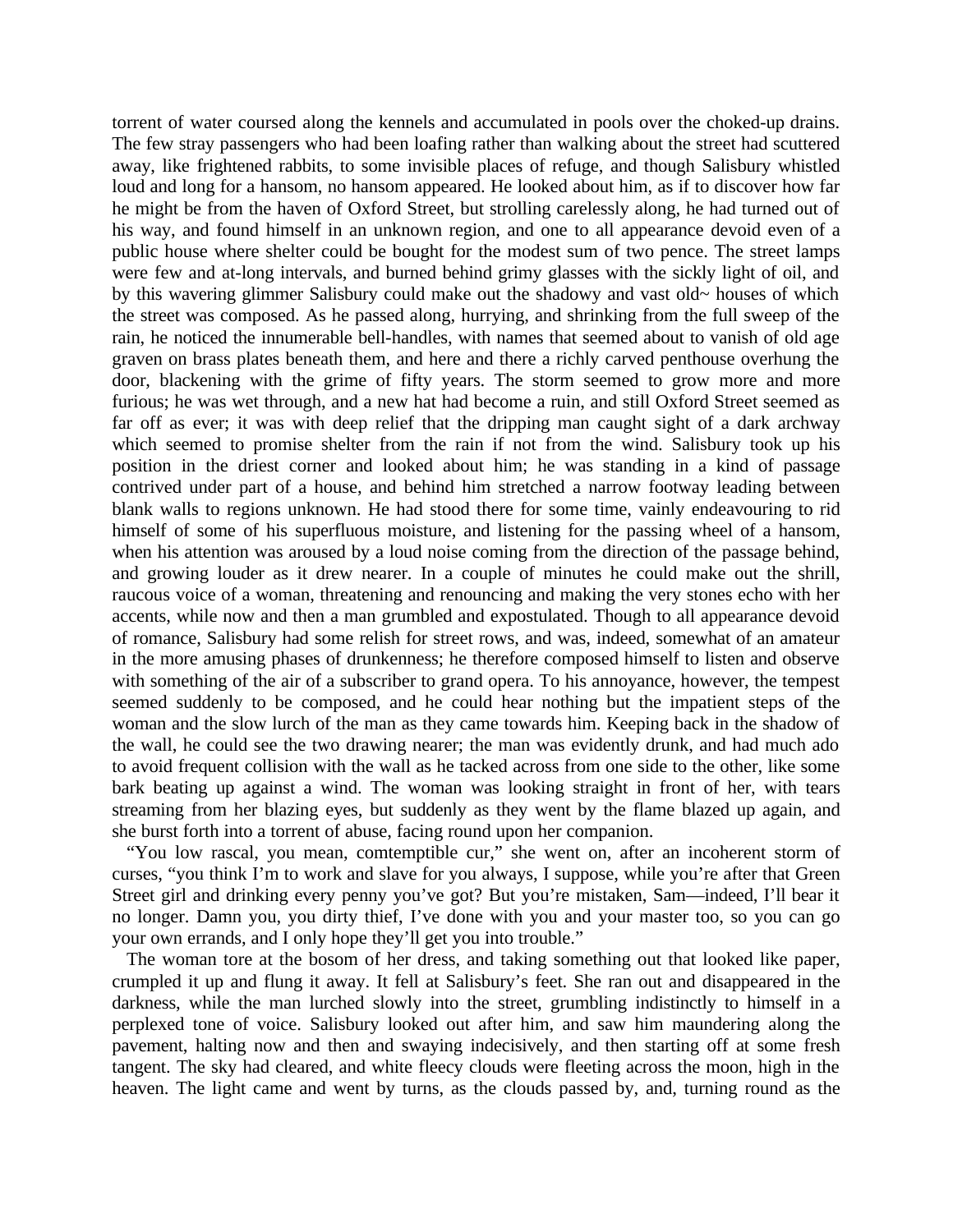torrent of water coursed along the kennels and accumulated in pools over the choked-up drains. The few stray passengers who had been loafing rather than walking about the street had scuttered away, like frightened rabbits, to some invisible places of refuge, and though Salisbury whistled loud and long for a hansom, no hansom appeared. He looked about him, as if to discover how far he might be from the haven of Oxford Street, but strolling carelessly along, he had turned out of his way, and found himself in an unknown region, and one to all appearance devoid even of a public house where shelter could be bought for the modest sum of two pence. The street lamps were few and at-long intervals, and burned behind grimy glasses with the sickly light of oil, and by this wavering glimmer Salisbury could make out the shadowy and vast old~ houses of which the street was composed. As he passed along, hurrying, and shrinking from the full sweep of the rain, he noticed the innumerable bell-handles, with names that seemed about to vanish of old age graven on brass plates beneath them, and here and there a richly carved penthouse overhung the door, blackening with the grime of fifty years. The storm seemed to grow more and more furious; he was wet through, and a new hat had become a ruin, and still Oxford Street seemed as far off as ever; it was with deep relief that the dripping man caught sight of a dark archway which seemed to promise shelter from the rain if not from the wind. Salisbury took up his position in the driest corner and looked about him; he was standing in a kind of passage contrived under part of a house, and behind him stretched a narrow footway leading between blank walls to regions unknown. He had stood there for some time, vainly endeavouring to rid himself of some of his superfluous moisture, and listening for the passing wheel of a hansom, when his attention was aroused by a loud noise coming from the direction of the passage behind, and growing louder as it drew nearer. In a couple of minutes he could make out the shrill, raucous voice of a woman, threatening and renouncing and making the very stones echo with her accents, while now and then a man grumbled and expostulated. Though to all appearance devoid of romance, Salisbury had some relish for street rows, and was, indeed, somewhat of an amateur in the more amusing phases of drunkenness; he therefore composed himself to listen and observe with something of the air of a subscriber to grand opera. To his annoyance, however, the tempest seemed suddenly to be composed, and he could hear nothing but the impatient steps of the woman and the slow lurch of the man as they came towards him. Keeping back in the shadow of the wall, he could see the two drawing nearer; the man was evidently drunk, and had much ado to avoid frequent collision with the wall as he tacked across from one side to the other, like some bark beating up against a wind. The woman was looking straight in front of her, with tears streaming from her blazing eyes, but suddenly as they went by the flame blazed up again, and she burst forth into a torrent of abuse, facing round upon her companion.

“You low rascal, you mean, comtemptible cur,” she went on, after an incoherent storm of curses, “you think I’m to work and slave for you always, I suppose, while you’re after that Green Street girl and drinking every penny you’ve got? But you’re mistaken, Sam—indeed, I’ll bear it no longer. Damn you, you dirty thief, I’ve done with you and your master too, so you can go your own errands, and I only hope they’ll get you into trouble.”

The woman tore at the bosom of her dress, and taking something out that looked like paper, crumpled it up and flung it away. It fell at Salisbury’s feet. She ran out and disappeared in the darkness, while the man lurched slowly into the street, grumbling indistinctly to himself in a perplexed tone of voice. Salisbury looked out after him, and saw him maundering along the pavement, halting now and then and swaying indecisively, and then starting off at some fresh tangent. The sky had cleared, and white fleecy clouds were fleeting across the moon, high in the heaven. The light came and went by turns, as the clouds passed by, and, turning round as the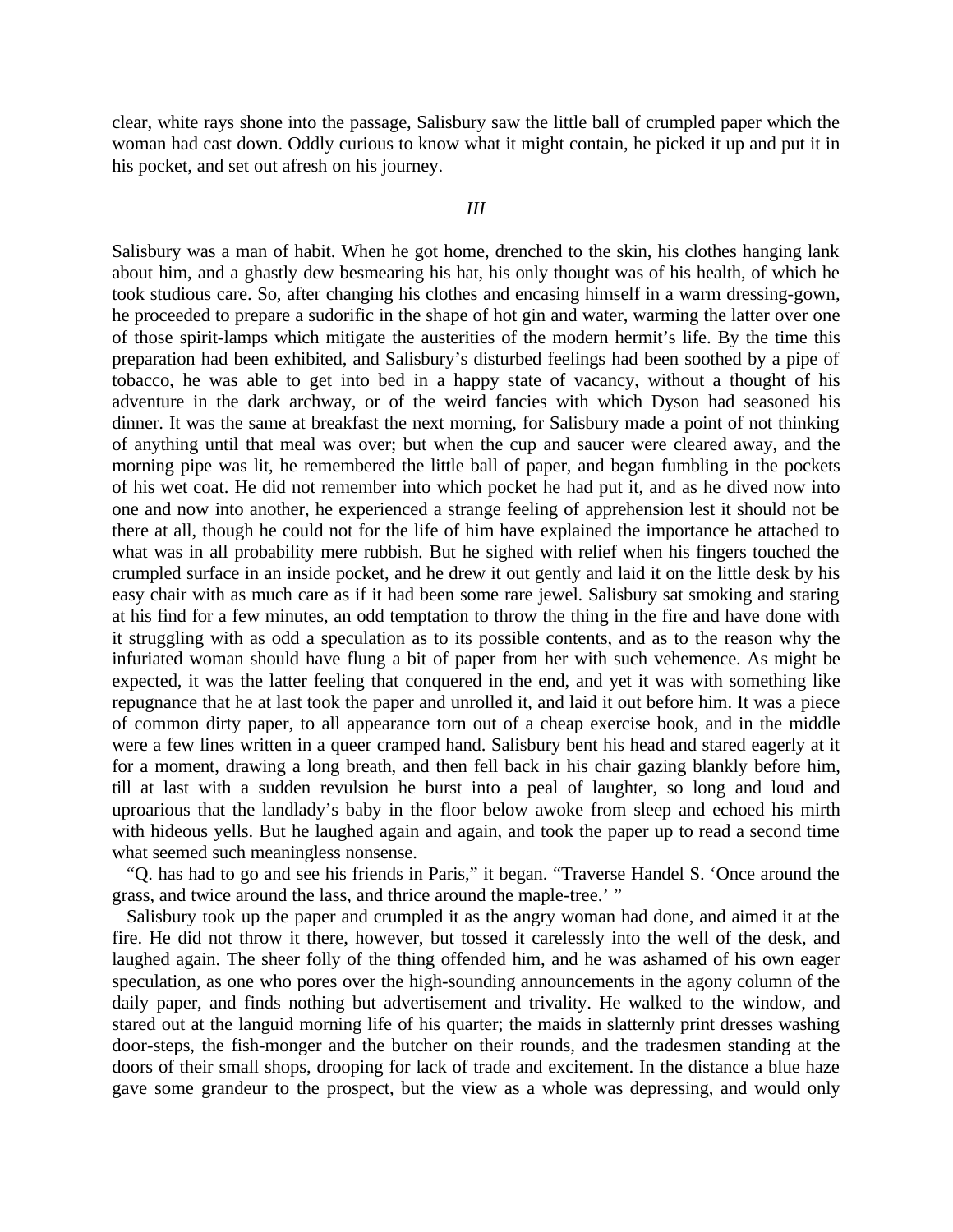clear, white rays shone into the passage, Salisbury saw the little ball of crumpled paper which the woman had cast down. Oddly curious to know what it might contain, he picked it up and put it in his pocket, and set out afresh on his journey.

### *III*

Salisbury was a man of habit. When he got home, drenched to the skin, his clothes hanging lank about him, and a ghastly dew besmearing his hat, his only thought was of his health, of which he took studious care. So, after changing his clothes and encasing himself in a warm dressing-gown, he proceeded to prepare a sudorific in the shape of hot gin and water, warming the latter over one of those spirit-lamps which mitigate the austerities of the modern hermit's life. By the time this preparation had been exhibited, and Salisbury's disturbed feelings had been soothed by a pipe of tobacco, he was able to get into bed in a happy state of vacancy, without a thought of his adventure in the dark archway, or of the weird fancies with which Dyson had seasoned his dinner. It was the same at breakfast the next morning, for Salisbury made a point of not thinking of anything until that meal was over; but when the cup and saucer were cleared away, and the morning pipe was lit, he remembered the little ball of paper, and began fumbling in the pockets of his wet coat. He did not remember into which pocket he had put it, and as he dived now into one and now into another, he experienced a strange feeling of apprehension lest it should not be there at all, though he could not for the life of him have explained the importance he attached to what was in all probability mere rubbish. But he sighed with relief when his fingers touched the crumpled surface in an inside pocket, and he drew it out gently and laid it on the little desk by his easy chair with as much care as if it had been some rare jewel. Salisbury sat smoking and staring at his find for a few minutes, an odd temptation to throw the thing in the fire and have done with it struggling with as odd a speculation as to its possible contents, and as to the reason why the infuriated woman should have flung a bit of paper from her with such vehemence. As might be expected, it was the latter feeling that conquered in the end, and yet it was with something like repugnance that he at last took the paper and unrolled it, and laid it out before him. It was a piece of common dirty paper, to all appearance torn out of a cheap exercise book, and in the middle were a few lines written in a queer cramped hand. Salisbury bent his head and stared eagerly at it for a moment, drawing a long breath, and then fell back in his chair gazing blankly before him, till at last with a sudden revulsion he burst into a peal of laughter, so long and loud and uproarious that the landlady's baby in the floor below awoke from sleep and echoed his mirth with hideous yells. But he laughed again and again, and took the paper up to read a second time what seemed such meaningless nonsense.

"Q. has had to go and see his friends in Paris," it began. "Traverse Handel S. 'Once around the grass, and twice around the lass, and thrice around the maple-tree.' "

Salisbury took up the paper and crumpled it as the angry woman had done, and aimed it at the fire. He did not throw it there, however, but tossed it carelessly into the well of the desk, and laughed again. The sheer folly of the thing offended him, and he was ashamed of his own eager speculation, as one who pores over the high-sounding announcements in the agony column of the daily paper, and finds nothing but advertisement and trivality. He walked to the window, and stared out at the languid morning life of his quarter; the maids in slatternly print dresses washing door-steps, the fish-monger and the butcher on their rounds, and the tradesmen standing at the doors of their small shops, drooping for lack of trade and excitement. In the distance a blue haze gave some grandeur to the prospect, but the view as a whole was depressing, and would only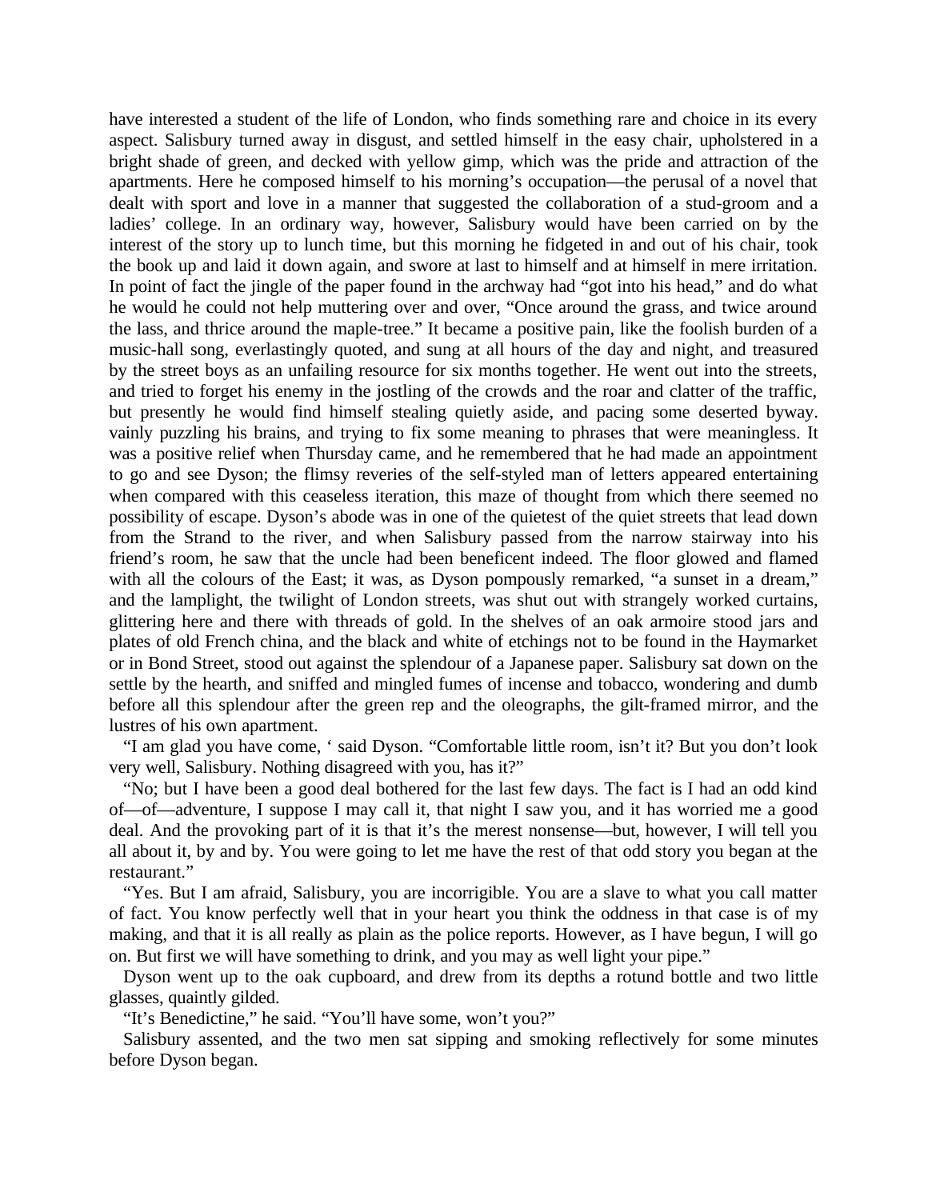have interested a student of the life of London, who finds something rare and choice in its every aspect. Salisbury turned away in disgust, and settled himself in the easy chair, upholstered in a bright shade of green, and decked with yellow gimp, which was the pride and attraction of the apartments. Here he composed himself to his morning's occupation—the perusal of a novel that dealt with sport and love in a manner that suggested the collaboration of a stud-groom and a ladies' college. In an ordinary way, however, Salisbury would have been carried on by the interest of the story up to lunch time, but this morning he fidgeted in and out of his chair, took the book up and laid it down again, and swore at last to himself and at himself in mere irritation. In point of fact the jingle of the paper found in the archway had "got into his head," and do what he would he could not help muttering over and over, "Once around the grass, and twice around the lass, and thrice around the maple-tree." It became a positive pain, like the foolish burden of a music-hall song, everlastingly quoted, and sung at all hours of the day and night, and treasured by the street boys as an unfailing resource for six months together. He went out into the streets, and tried to forget his enemy in the jostling of the crowds and the roar and clatter of the traffic, but presently he would find himself stealing quietly aside, and pacing some deserted byway. vainly puzzling his brains, and trying to fix some meaning to phrases that were meaningless. It was a positive relief when Thursday came, and he remembered that he had made an appointment to go and see Dyson; the flimsy reveries of the self-styled man of letters appeared entertaining when compared with this ceaseless iteration, this maze of thought from which there seemed no possibility of escape. Dyson's abode was in one of the quietest of the quiet streets that lead down from the Strand to the river, and when Salisbury passed from the narrow stairway into his friend's room, he saw that the uncle had been beneficent indeed. The floor glowed and flamed with all the colours of the East; it was, as Dyson pompously remarked, "a sunset in a dream," and the lamplight, the twilight of London streets, was shut out with strangely worked curtains, glittering here and there with threads of gold. In the shelves of an oak armoire stood jars and plates of old French china, and the black and white of etchings not to be found in the Haymarket or in Bond Street, stood out against the splendour of a Japanese paper. Salisbury sat down on the settle by the hearth, and sniffed and mingled fumes of incense and tobacco, wondering and dumb before all this splendour after the green rep and the oleographs, the gilt-framed mirror, and the lustres of his own apartment.

"I am glad you have come, ' said Dyson. "Comfortable little room, isn't it? But you don't look very well, Salisbury. Nothing disagreed with you, has it?"

"No; but I have been a good deal bothered for the last few days. The fact is I had an odd kind of—of—adventure, I suppose I may call it, that night I saw you, and it has worried me a good deal. And the provoking part of it is that it's the merest nonsense—but, however, I will tell you all about it, by and by. You were going to let me have the rest of that odd story you began at the restaurant."

"Yes. But I am afraid, Salisbury, you are incorrigible. You are a slave to what you call matter of fact. You know perfectly well that in your heart you think the oddness in that case is of my making, and that it is all really as plain as the police reports. However, as I have begun, I will go on. But first we will have something to drink, and you may as well light your pipe."

Dyson went up to the oak cupboard, and drew from its depths a rotund bottle and two little glasses, quaintly gilded.

"It's Benedictine," he said. "You'll have some, won't you?"

Salisbury assented, and the two men sat sipping and smoking reflectively for some minutes before Dyson began.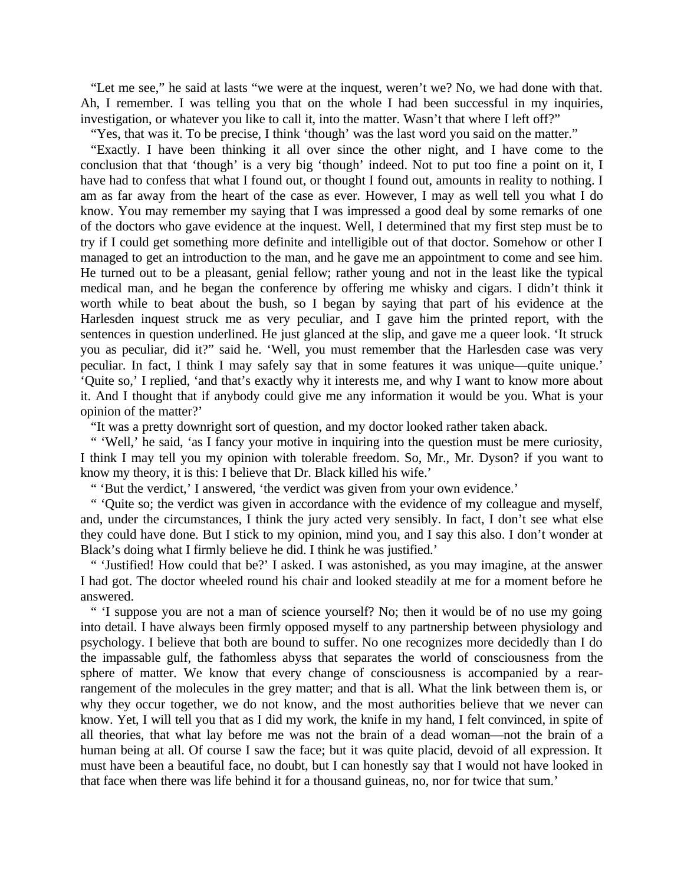"Let me see," he said at lasts "we were at the inquest, weren't we? No, we had done with that. Ah, I remember. I was telling you that on the whole I had been successful in my inquiries, investigation, or whatever you like to call it, into the matter. Wasn't that where I left off?"

"Yes, that was it. To be precise, I think 'though' was the last word you said on the matter."

"Exactly. I have been thinking it all over since the other night, and I have come to the conclusion that that 'though' is a very big 'though' indeed. Not to put too fine a point on it, I have had to confess that what I found out, or thought I found out, amounts in reality to nothing. I am as far away from the heart of the case as ever. However, I may as well tell you what I do know. You may remember my saying that I was impressed a good deal by some remarks of one of the doctors who gave evidence at the inquest. Well, I determined that my first step must be to try if I could get something more definite and intelligible out of that doctor. Somehow or other I managed to get an introduction to the man, and he gave me an appointment to come and see him. He turned out to be a pleasant, genial fellow; rather young and not in the least like the typical medical man, and he began the conference by offering me whisky and cigars. I didn't think it worth while to beat about the bush, so I began by saying that part of his evidence at the Harlesden inquest struck me as very peculiar, and I gave him the printed report, with the sentences in question underlined. He just glanced at the slip, and gave me a queer look. 'It struck you as peculiar, did it?" said he. 'Well, you must remember that the Harlesden case was very peculiar. In fact, I think I may safely say that in some features it was unique—quite unique.' 'Quite so,' I replied, 'and that's exactly why it interests me, and why I want to know more about it. And I thought that if anybody could give me any information it would be you. What is your opinion of the matter?'

"It was a pretty downright sort of question, and my doctor looked rather taken aback.

" 'Well,' he said, 'as I fancy your motive in inquiring into the question must be mere curiosity, I think I may tell you my opinion with tolerable freedom. So, Mr., Mr. Dyson? if you want to know my theory, it is this: I believe that Dr. Black killed his wife.'

" 'But the verdict,' I answered, 'the verdict was given from your own evidence.'

" 'Quite so; the verdict was given in accordance with the evidence of my colleague and myself, and, under the circumstances, I think the jury acted very sensibly. In fact, I don't see what else they could have done. But I stick to my opinion, mind you, and I say this also. I don't wonder at Black's doing what I firmly believe he did. I think he was justified.'

" 'Justified! How could that be?' I asked. I was astonished, as you may imagine, at the answer I had got. The doctor wheeled round his chair and looked steadily at me for a moment before he answered.

" 'I suppose you are not a man of science yourself? No; then it would be of no use my going into detail. I have always been firmly opposed myself to any partnership between physiology and psychology. I believe that both are bound to suffer. No one recognizes more decidedly than I do the impassable gulf, the fathomless abyss that separates the world of consciousness from the sphere of matter. We know that every change of consciousness is accompanied by a rearrangement of the molecules in the grey matter; and that is all. What the link between them is, or why they occur together, we do not know, and the most authorities believe that we never can know. Yet, I will tell you that as I did my work, the knife in my hand, I felt convinced, in spite of all theories, that what lay before me was not the brain of a dead woman—not the brain of a human being at all. Of course I saw the face; but it was quite placid, devoid of all expression. It must have been a beautiful face, no doubt, but I can honestly say that I would not have looked in that face when there was life behind it for a thousand guineas, no, nor for twice that sum.'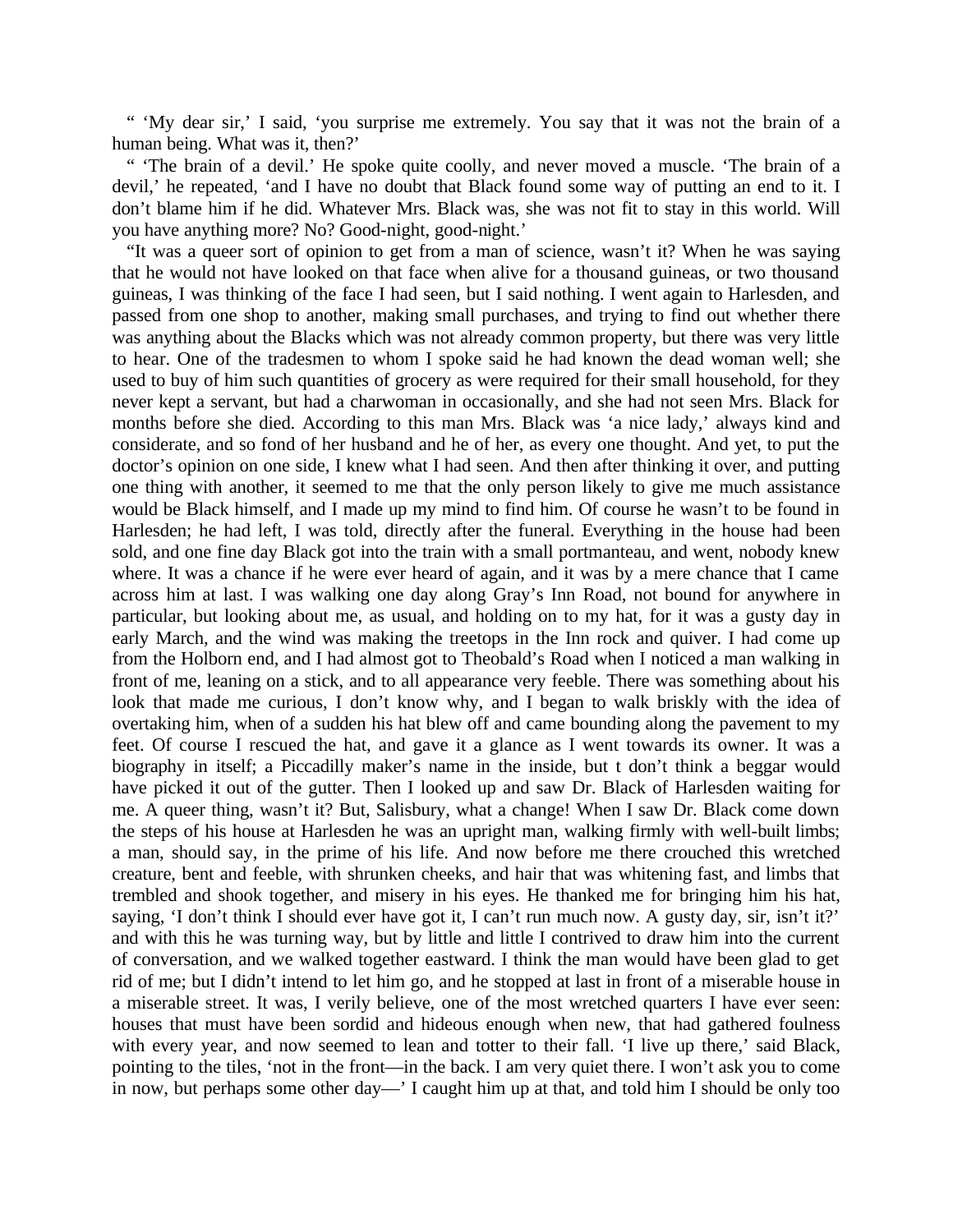" 'My dear sir,' I said, 'you surprise me extremely. You say that it was not the brain of a human being. What was it, then?'

" 'The brain of a devil.' He spoke quite coolly, and never moved a muscle. 'The brain of a devil,' he repeated, 'and I have no doubt that Black found some way of putting an end to it. I don't blame him if he did. Whatever Mrs. Black was, she was not fit to stay in this world. Will you have anything more? No? Good-night, good-night.'

"It was a queer sort of opinion to get from a man of science, wasn't it? When he was saying that he would not have looked on that face when alive for a thousand guineas, or two thousand guineas, I was thinking of the face I had seen, but I said nothing. I went again to Harlesden, and passed from one shop to another, making small purchases, and trying to find out whether there was anything about the Blacks which was not already common property, but there was very little to hear. One of the tradesmen to whom I spoke said he had known the dead woman well; she used to buy of him such quantities of grocery as were required for their small household, for they never kept a servant, but had a charwoman in occasionally, and she had not seen Mrs. Black for months before she died. According to this man Mrs. Black was 'a nice lady,' always kind and considerate, and so fond of her husband and he of her, as every one thought. And yet, to put the doctor's opinion on one side, I knew what I had seen. And then after thinking it over, and putting one thing with another, it seemed to me that the only person likely to give me much assistance would be Black himself, and I made up my mind to find him. Of course he wasn't to be found in Harlesden; he had left, I was told, directly after the funeral. Everything in the house had been sold, and one fine day Black got into the train with a small portmanteau, and went, nobody knew where. It was a chance if he were ever heard of again, and it was by a mere chance that I came across him at last. I was walking one day along Gray's Inn Road, not bound for anywhere in particular, but looking about me, as usual, and holding on to my hat, for it was a gusty day in early March, and the wind was making the treetops in the Inn rock and quiver. I had come up from the Holborn end, and I had almost got to Theobald's Road when I noticed a man walking in front of me, leaning on a stick, and to all appearance very feeble. There was something about his look that made me curious, I don't know why, and I began to walk briskly with the idea of overtaking him, when of a sudden his hat blew off and came bounding along the pavement to my feet. Of course I rescued the hat, and gave it a glance as I went towards its owner. It was a biography in itself; a Piccadilly maker's name in the inside, but t don't think a beggar would have picked it out of the gutter. Then I looked up and saw Dr. Black of Harlesden waiting for me. A queer thing, wasn't it? But, Salisbury, what a change! When I saw Dr. Black come down the steps of his house at Harlesden he was an upright man, walking firmly with well-built limbs; a man, should say, in the prime of his life. And now before me there crouched this wretched creature, bent and feeble, with shrunken cheeks, and hair that was whitening fast, and limbs that trembled and shook together, and misery in his eyes. He thanked me for bringing him his hat, saying, 'I don't think I should ever have got it, I can't run much now. A gusty day, sir, isn't it?' and with this he was turning way, but by little and little I contrived to draw him into the current of conversation, and we walked together eastward. I think the man would have been glad to get rid of me; but I didn't intend to let him go, and he stopped at last in front of a miserable house in a miserable street. It was, I verily believe, one of the most wretched quarters I have ever seen: houses that must have been sordid and hideous enough when new, that had gathered foulness with every year, and now seemed to lean and totter to their fall. 'I live up there,' said Black, pointing to the tiles, 'not in the front—in the back. I am very quiet there. I won't ask you to come in now, but perhaps some other day—' I caught him up at that, and told him I should be only too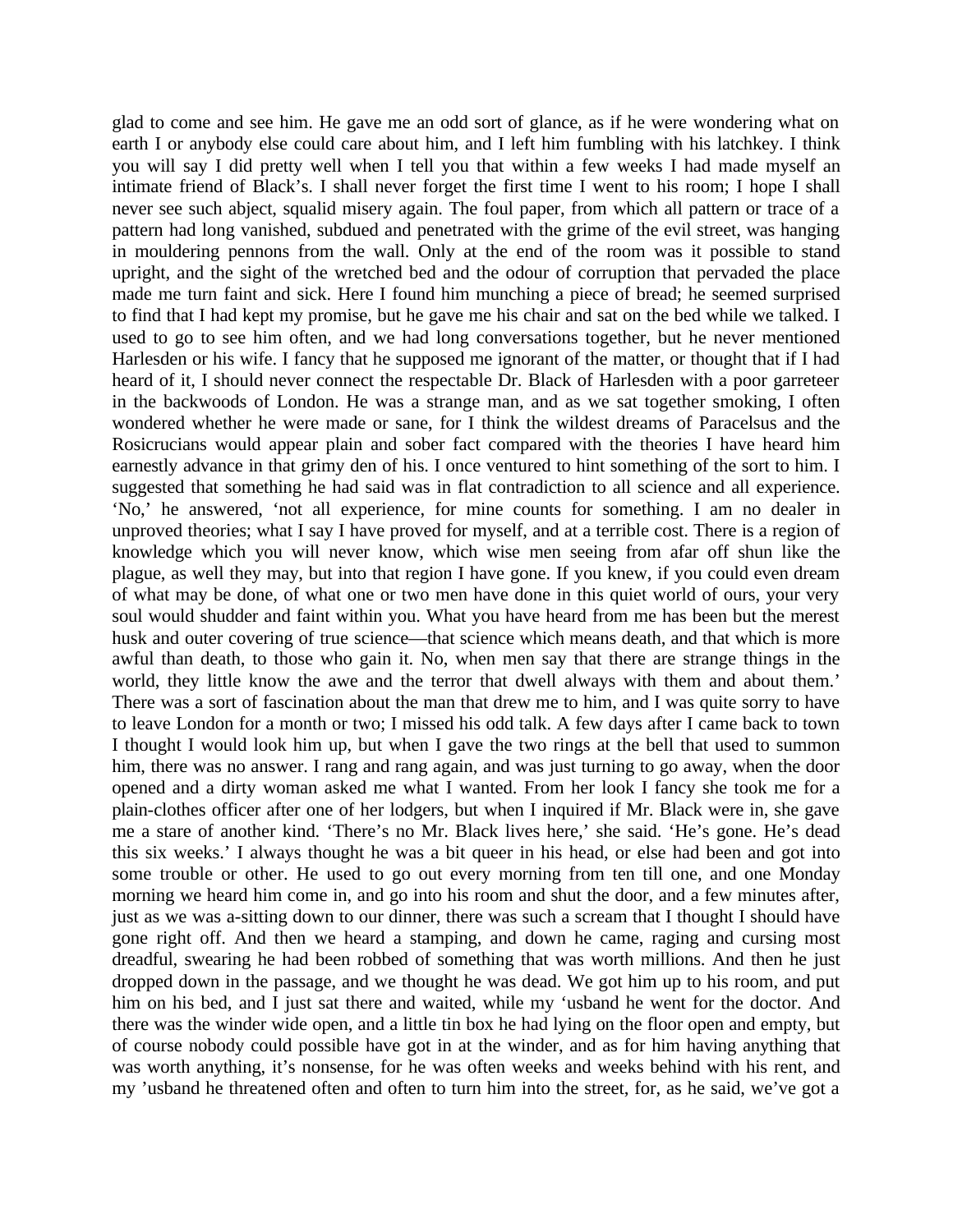glad to come and see him. He gave me an odd sort of glance, as if he were wondering what on earth I or anybody else could care about him, and I left him fumbling with his latchkey. I think you will say I did pretty well when I tell you that within a few weeks I had made myself an intimate friend of Black's. I shall never forget the first time I went to his room; I hope I shall never see such abject, squalid misery again. The foul paper, from which all pattern or trace of a pattern had long vanished, subdued and penetrated with the grime of the evil street, was hanging in mouldering pennons from the wall. Only at the end of the room was it possible to stand upright, and the sight of the wretched bed and the odour of corruption that pervaded the place made me turn faint and sick. Here I found him munching a piece of bread; he seemed surprised to find that I had kept my promise, but he gave me his chair and sat on the bed while we talked. I used to go to see him often, and we had long conversations together, but he never mentioned Harlesden or his wife. I fancy that he supposed me ignorant of the matter, or thought that if I had heard of it, I should never connect the respectable Dr. Black of Harlesden with a poor garreteer in the backwoods of London. He was a strange man, and as we sat together smoking, I often wondered whether he were made or sane, for I think the wildest dreams of Paracelsus and the Rosicrucians would appear plain and sober fact compared with the theories I have heard him earnestly advance in that grimy den of his. I once ventured to hint something of the sort to him. I suggested that something he had said was in flat contradiction to all science and all experience. 'No,' he answered, 'not all experience, for mine counts for something. I am no dealer in unproved theories; what I say I have proved for myself, and at a terrible cost. There is a region of knowledge which you will never know, which wise men seeing from afar off shun like the plague, as well they may, but into that region I have gone. If you knew, if you could even dream of what may be done, of what one or two men have done in this quiet world of ours, your very soul would shudder and faint within you. What you have heard from me has been but the merest husk and outer covering of true science—that science which means death, and that which is more awful than death, to those who gain it. No, when men say that there are strange things in the world, they little know the awe and the terror that dwell always with them and about them.' There was a sort of fascination about the man that drew me to him, and I was quite sorry to have to leave London for a month or two; I missed his odd talk. A few days after I came back to town I thought I would look him up, but when I gave the two rings at the bell that used to summon him, there was no answer. I rang and rang again, and was just turning to go away, when the door opened and a dirty woman asked me what I wanted. From her look I fancy she took me for a plain-clothes officer after one of her lodgers, but when I inquired if Mr. Black were in, she gave me a stare of another kind. 'There's no Mr. Black lives here,' she said. 'He's gone. He's dead this six weeks.' I always thought he was a bit queer in his head, or else had been and got into some trouble or other. He used to go out every morning from ten till one, and one Monday morning we heard him come in, and go into his room and shut the door, and a few minutes after, just as we was a-sitting down to our dinner, there was such a scream that I thought I should have gone right off. And then we heard a stamping, and down he came, raging and cursing most dreadful, swearing he had been robbed of something that was worth millions. And then he just dropped down in the passage, and we thought he was dead. We got him up to his room, and put him on his bed, and I just sat there and waited, while my 'usband he went for the doctor. And there was the winder wide open, and a little tin box he had lying on the floor open and empty, but of course nobody could possible have got in at the winder, and as for him having anything that was worth anything, it's nonsense, for he was often weeks and weeks behind with his rent, and my 'usband he threatened often and often to turn him into the street, for, as he said, we've got a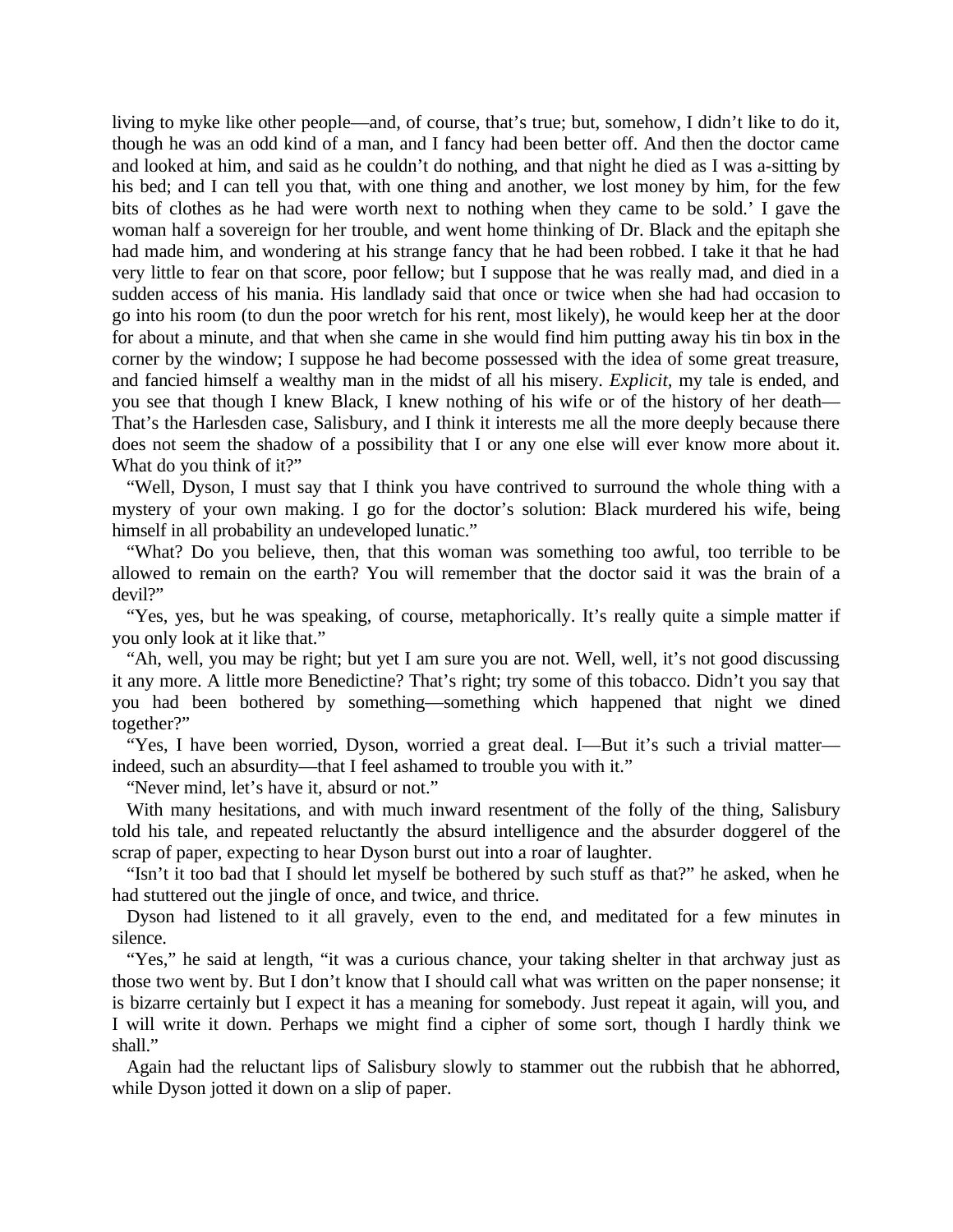living to myke like other people—and, of course, that's true; but, somehow, I didn't like to do it, though he was an odd kind of a man, and I fancy had been better off. And then the doctor came and looked at him, and said as he couldn't do nothing, and that night he died as I was a-sitting by his bed; and I can tell you that, with one thing and another, we lost money by him, for the few bits of clothes as he had were worth next to nothing when they came to be sold.' I gave the woman half a sovereign for her trouble, and went home thinking of Dr. Black and the epitaph she had made him, and wondering at his strange fancy that he had been robbed. I take it that he had very little to fear on that score, poor fellow; but I suppose that he was really mad, and died in a sudden access of his mania. His landlady said that once or twice when she had had occasion to go into his room (to dun the poor wretch for his rent, most likely), he would keep her at the door for about a minute, and that when she came in she would find him putting away his tin box in the corner by the window; I suppose he had become possessed with the idea of some great treasure, and fancied himself a wealthy man in the midst of all his misery. *Explicit,* my tale is ended, and you see that though I knew Black, I knew nothing of his wife or of the history of her death—That's the Harlesden case, Salisbury, and I think it interests me all the more deeply because there does not seem the shadow of a possibility that I or any one else will ever know more about it. What do you think of it?"

"Well, Dyson, I must say that I think you have contrived to surround the whole thing with a mystery of your own making. I go for the doctor's solution: Black murdered his wife, being himself in all probability an undeveloped lunatic."

"What? Do you believe, then, that this woman was something too awful, too terrible to be allowed to remain on the earth? You will remember that the doctor said it was the brain of a devil?"

"Yes, yes, but he was speaking, of course, metaphorically. It's really quite a simple matter if you only look at it like that."

"Ah, well, you may be right; but yet I am sure you are not. Well, well, it's not good discussing it any more. A little more Benedictine? That's right; try some of this tobacco. Didn't you say that you had been bothered by something—something which happened that night we dined together?"

"Yes, I have been worried, Dyson, worried a great deal. I—But it's such a trivial matter—indeed, such an absurdity—that I feel ashamed to trouble you with it."

"Never mind, let's have it, absurd or not."

With many hesitations, and with much inward resentment of the folly of the thing, Salisbury told his tale, and repeated reluctantly the absurd intelligence and the absurder doggerel of the scrap of paper, expecting to hear Dyson burst out into a roar of laughter.

"Isn't it too bad that I should let myself be bothered by such stuff as that?" he asked, when he had stuttered out the jingle of once, and twice, and thrice.

Dyson had listened to it all gravely, even to the end, and meditated for a few minutes in silence.

"Yes," he said at length, "it was a curious chance, your taking shelter in that archway just as those two went by. But I don't know that I should call what was written on the paper nonsense; it is bizarre certainly but I expect it has a meaning for somebody. Just repeat it again, will you, and I will write it down. Perhaps we might find a cipher of some sort, though I hardly think we shall."

Again had the reluctant lips of Salisbury slowly to stammer out the rubbish that he abhorred, while Dyson jotted it down on a slip of paper.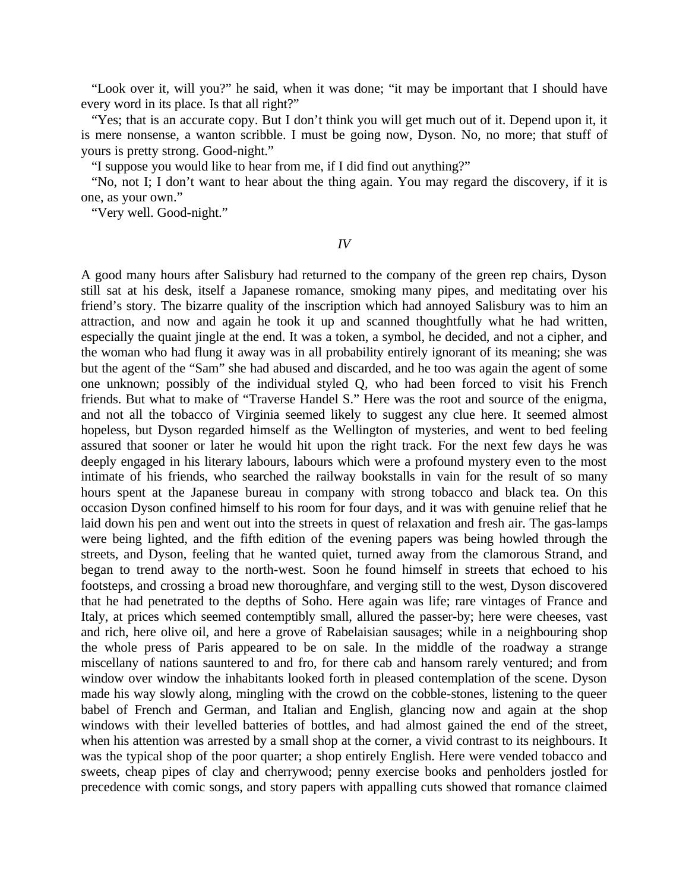"Look over it, will you?" he said, when it was done; "it may be important that I should have every word in its place. Is that all right?"

"Yes; that is an accurate copy. But I don't think you will get much out of it. Depend upon it, it is mere nonsense, a wanton scribble. I must be going now, Dyson. No, no more; that stuff of yours is pretty strong. Good-night."

"I suppose you would like to hear from me, if I did find out anything?"

"No, not I; I don't want to hear about the thing again. You may regard the discovery, if it is one, as your own."

"Very well. Good-night."

## *IV*

A good many hours after Salisbury had returned to the company of the green rep chairs, Dyson still sat at his desk, itself a Japanese romance, smoking many pipes, and meditating over his friend's story. The bizarre quality of the inscription which had annoyed Salisbury was to him an attraction, and now and again he took it up and scanned thoughtfully what he had written, especially the quaint jingle at the end. It was a token, a symbol, he decided, and not a cipher, and the woman who had flung it away was in all probability entirely ignorant of its meaning; she was but the agent of the "Sam" she had abused and discarded, and he too was again the agent of some one unknown; possibly of the individual styled Q, who had been forced to visit his French friends. But what to make of "Traverse Handel S." Here was the root and source of the enigma, and not all the tobacco of Virginia seemed likely to suggest any clue here. It seemed almost hopeless, but Dyson regarded himself as the Wellington of mysteries, and went to bed feeling assured that sooner or later he would hit upon the right track. For the next few days he was deeply engaged in his literary labours, labours which were a profound mystery even to the most intimate of his friends, who searched the railway bookstalls in vain for the result of so many hours spent at the Japanese bureau in company with strong tobacco and black tea. On this occasion Dyson confined himself to his room for four days, and it was with genuine relief that he laid down his pen and went out into the streets in quest of relaxation and fresh air. The gas-lamps were being lighted, and the fifth edition of the evening papers was being howled through the streets, and Dyson, feeling that he wanted quiet, turned away from the clamorous Strand, and began to trend away to the north-west. Soon he found himself in streets that echoed to his footsteps, and crossing a broad new thoroughfare, and verging still to the west, Dyson discovered that he had penetrated to the depths of Soho. Here again was life; rare vintages of France and Italy, at prices which seemed contemptibly small, allured the passer-by; here were cheeses, vast and rich, here olive oil, and here a grove of Rabelaisian sausages; while in a neighbouring shop the whole press of Paris appeared to be on sale. In the middle of the roadway a strange miscellany of nations sauntered to and fro, for there cab and hansom rarely ventured; and from window over window the inhabitants looked forth in pleased contemplation of the scene. Dyson made his way slowly along, mingling with the crowd on the cobble-stones, listening to the queer babel of French and German, and Italian and English, glancing now and again at the shop windows with their levelled batteries of bottles, and had almost gained the end of the street, when his attention was arrested by a small shop at the corner, a vivid contrast to its neighbours. It was the typical shop of the poor quarter; a shop entirely English. Here were vended tobacco and sweets, cheap pipes of clay and cherrywood; penny exercise books and penholders jostled for precedence with comic songs, and story papers with appalling cuts showed that romance claimed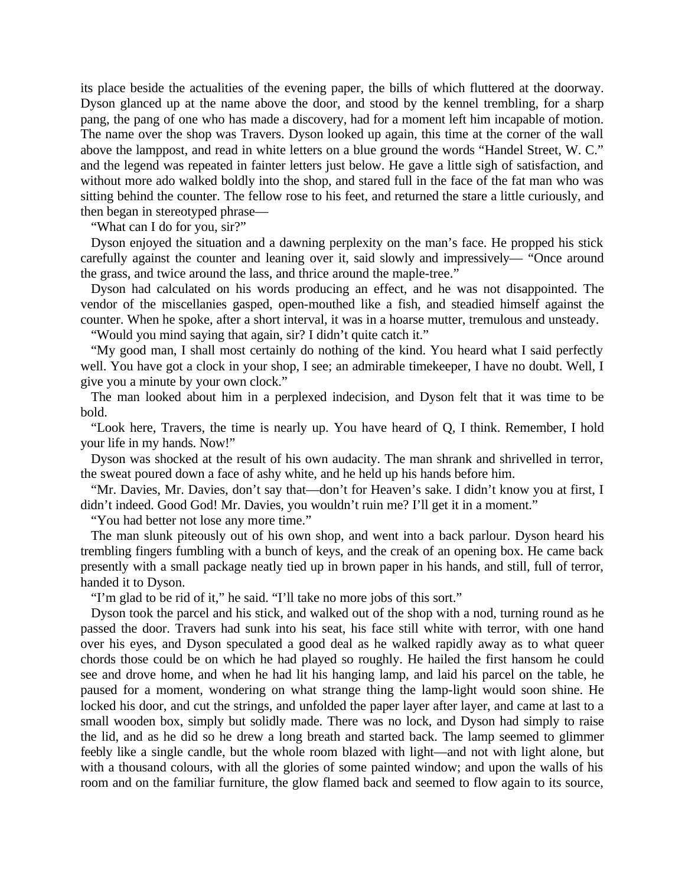its place beside the actualities of the evening paper, the bills of which fluttered at the doorway. Dyson glanced up at the name above the door, and stood by the kennel trembling, for a sharp pang, the pang of one who has made a discovery, had for a moment left him incapable of motion. The name over the shop was Travers. Dyson looked up again, this time at the corner of the wall above the lamppost, and read in white letters on a blue ground the words "Handel Street, W. C." and the legend was repeated in fainter letters just below. He gave a little sigh of satisfaction, and without more ado walked boldly into the shop, and stared full in the face of the fat man who was sitting behind the counter. The fellow rose to his feet, and returned the stare a little curiously, and then began in stereotyped phrase—

"What can I do for you, sir?"

Dyson enjoyed the situation and a dawning perplexity on the man's face. He propped his stick carefully against the counter and leaning over it, said slowly and impressively— "Once around the grass, and twice around the lass, and thrice around the maple-tree."

Dyson had calculated on his words producing an effect, and he was not disappointed. The vendor of the miscellanies gasped, open-mouthed like a fish, and steadied himself against the counter. When he spoke, after a short interval, it was in a hoarse mutter, tremulous and unsteady.

"Would you mind saying that again, sir? I didn't quite catch it."

"My good man, I shall most certainly do nothing of the kind. You heard what I said perfectly well. You have got a clock in your shop, I see; an admirable timekeeper, I have no doubt. Well, I give you a minute by your own clock."

The man looked about him in a perplexed indecision, and Dyson felt that it was time to be bold.

"Look here, Travers, the time is nearly up. You have heard of Q, I think. Remember, I hold your life in my hands. Now!"

Dyson was shocked at the result of his own audacity. The man shrank and shrivelled in terror, the sweat poured down a face of ashy white, and he held up his hands before him.

"Mr. Davies, Mr. Davies, don't say that—don't for Heaven's sake. I didn't know you at first, I didn't indeed. Good God! Mr. Davies, you wouldn't ruin me? I'll get it in a moment."

"You had better not lose any more time."

The man slunk piteously out of his own shop, and went into a back parlour. Dyson heard his trembling fingers fumbling with a bunch of keys, and the creak of an opening box. He came back presently with a small package neatly tied up in brown paper in his hands, and still, full of terror, handed it to Dyson.

"I'm glad to be rid of it," he said. "I'll take no more jobs of this sort."

Dyson took the parcel and his stick, and walked out of the shop with a nod, turning round as he passed the door. Travers had sunk into his seat, his face still white with terror, with one hand over his eyes, and Dyson speculated a good deal as he walked rapidly away as to what queer chords those could be on which he had played so roughly. He hailed the first hansom he could see and drove home, and when he had lit his hanging lamp, and laid his parcel on the table, he paused for a moment, wondering on what strange thing the lamp-light would soon shine. He locked his door, and cut the strings, and unfolded the paper layer after layer, and came at last to a small wooden box, simply but solidly made. There was no lock, and Dyson had simply to raise the lid, and as he did so he drew a long breath and started back. The lamp seemed to glimmer feebly like a single candle, but the whole room blazed with light—and not with light alone, but with a thousand colours, with all the glories of some painted window; and upon the walls of his room and on the familiar furniture, the glow flamed back and seemed to flow again to its source,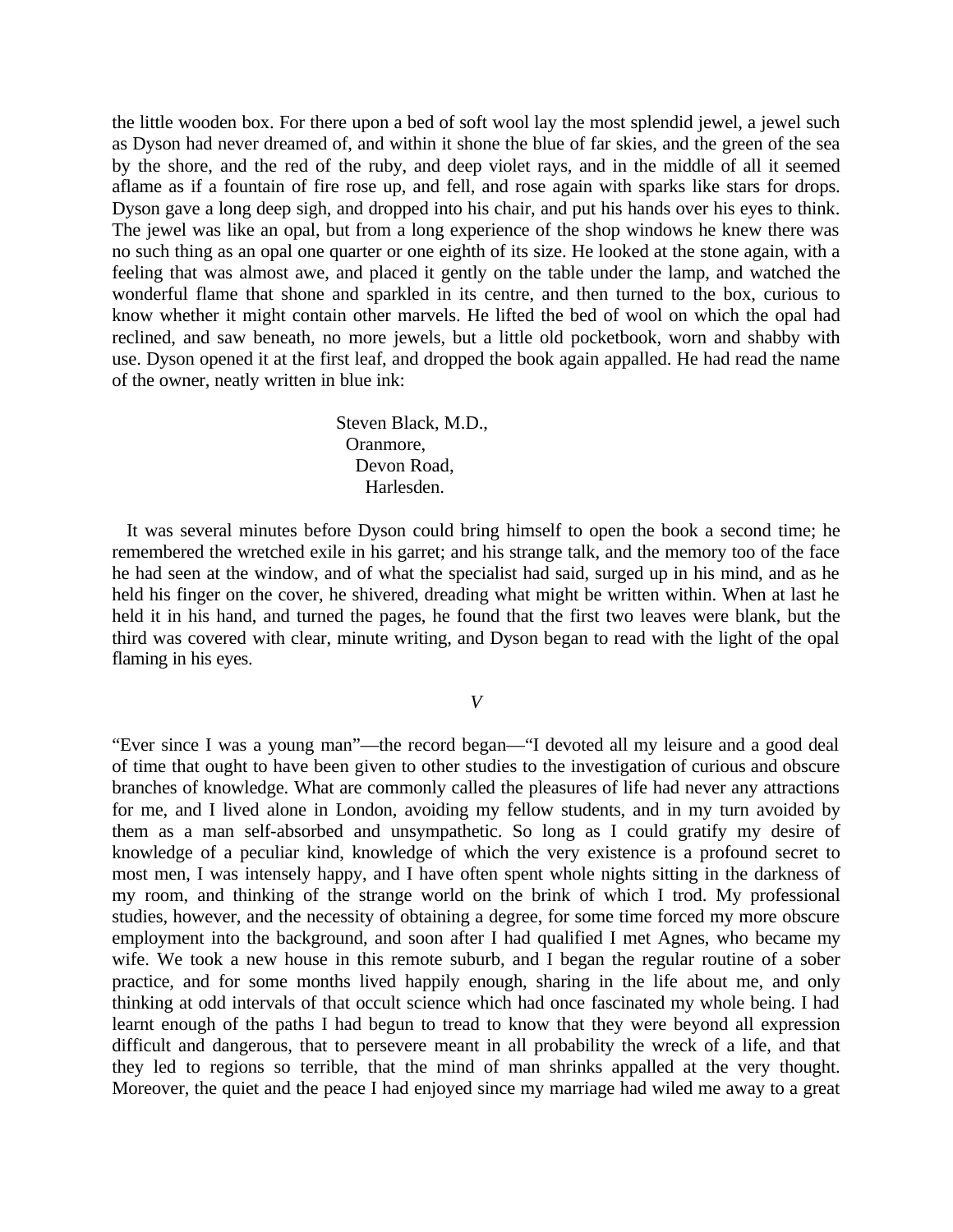the little wooden box. For there upon a bed of soft wool lay the most splendid jewel, a jewel such as Dyson had never dreamed of, and within it shone the blue of far skies, and the green of the sea by the shore, and the red of the ruby, and deep violet rays, and in the middle of all it seemed aflame as if a fountain of fire rose up, and fell, and rose again with sparks like stars for drops. Dyson gave a long deep sigh, and dropped into his chair, and put his hands over his eyes to think. The jewel was like an opal, but from a long experience of the shop windows he knew there was no such thing as an opal one quarter or one eighth of its size. He looked at the stone again, with a feeling that was almost awe, and placed it gently on the table under the lamp, and watched the wonderful flame that shone and sparkled in its centre, and then turned to the box, curious to know whether it might contain other marvels. He lifted the bed of wool on which the opal had reclined, and saw beneath, no more jewels, but a little old pocketbook, worn and shabby with use. Dyson opened it at the first leaf, and dropped the book again appalled. He had read the name of the owner, neatly written in blue ink:

Steven Black, M.D.,
Oranmore,
Devon Road,
Harlesden.

It was several minutes before Dyson could bring himself to open the book a second time; he remembered the wretched exile in his garret; and his strange talk, and the memory too of the face he had seen at the window, and of what the specialist had said, surged up in his mind, and as he held his finger on the cover, he shivered, dreading what might be written within. When at last he held it in his hand, and turned the pages, he found that the first two leaves were blank, but the third was covered with clear, minute writing, and Dyson began to read with the light of the opal flaming in his eyes.

## *V*

“Ever since I was a young man”—the record began—“I devoted all my leisure and a good deal of time that ought to have been given to other studies to the investigation of curious and obscure branches of knowledge. What are commonly called the pleasures of life had never any attractions for me, and I lived alone in London, avoiding my fellow students, and in my turn avoided by them as a man self-absorbed and unsympathetic. So long as I could gratify my desire of knowledge of a peculiar kind, knowledge of which the very existence is a profound secret to most men, I was intensely happy, and I have often spent whole nights sitting in the darkness of my room, and thinking of the strange world on the brink of which I trod. My professional studies, however, and the necessity of obtaining a degree, for some time forced my more obscure employment into the background, and soon after I had qualified I met Agnes, who became my wife. We took a new house in this remote suburb, and I began the regular routine of a sober practice, and for some months lived happily enough, sharing in the life about me, and only thinking at odd intervals of that occult science which had once fascinated my whole being. I had learnt enough of the paths I had begun to tread to know that they were beyond all expression difficult and dangerous, that to persevere meant in all probability the wreck of a life, and that they led to regions so terrible, that the mind of man shrinks appalled at the very thought. Moreover, the quiet and the peace I had enjoyed since my marriage had wiled me away to a great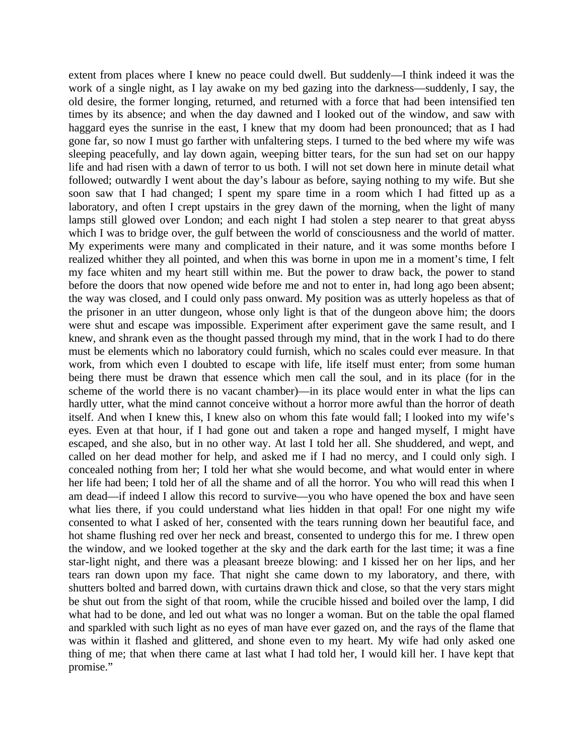extent from places where I knew no peace could dwell. But suddenly—I think indeed it was the work of a single night, as I lay awake on my bed gazing into the darkness—suddenly, I say, the old desire, the former longing, returned, and returned with a force that had been intensified ten times by its absence; and when the day dawned and I looked out of the window, and saw with haggard eyes the sunrise in the east, I knew that my doom had been pronounced; that as I had gone far, so now I must go farther with unfaltering steps. I turned to the bed where my wife was sleeping peacefully, and lay down again, weeping bitter tears, for the sun had set on our happy life and had risen with a dawn of terror to us both. I will not set down here in minute detail what followed; outwardly I went about the day's labour as before, saying nothing to my wife. But she soon saw that I had changed; I spent my spare time in a room which I had fitted up as a laboratory, and often I crept upstairs in the grey dawn of the morning, when the light of many lamps still glowed over London; and each night I had stolen a step nearer to that great abyss which I was to bridge over, the gulf between the world of consciousness and the world of matter. My experiments were many and complicated in their nature, and it was some months before I realized whither they all pointed, and when this was borne in upon me in a moment's time, I felt my face whiten and my heart still within me. But the power to draw back, the power to stand before the doors that now opened wide before me and not to enter in, had long ago been absent; the way was closed, and I could only pass onward. My position was as utterly hopeless as that of the prisoner in an utter dungeon, whose only light is that of the dungeon above him; the doors were shut and escape was impossible. Experiment after experiment gave the same result, and I knew, and shrank even as the thought passed through my mind, that in the work I had to do there must be elements which no laboratory could furnish, which no scales could ever measure. In that work, from which even I doubted to escape with life, life itself must enter; from some human being there must be drawn that essence which men call the soul, and in its place (for in the scheme of the world there is no vacant chamber)—in its place would enter in what the lips can hardly utter, what the mind cannot conceive without a horror more awful than the horror of death itself. And when I knew this, I knew also on whom this fate would fall; I looked into my wife's eyes. Even at that hour, if I had gone out and taken a rope and hanged myself, I might have escaped, and she also, but in no other way. At last I told her all. She shuddered, and wept, and called on her dead mother for help, and asked me if I had no mercy, and I could only sigh. I concealed nothing from her; I told her what she would become, and what would enter in where her life had been; I told her of all the shame and of all the horror. You who will read this when I am dead—if indeed I allow this record to survive—you who have opened the box and have seen what lies there, if you could understand what lies hidden in that opal! For one night my wife consented to what I asked of her, consented with the tears running down her beautiful face, and hot shame flushing red over her neck and breast, consented to undergo this for me. I threw open the window, and we looked together at the sky and the dark earth for the last time; it was a fine star-light night, and there was a pleasant breeze blowing: and I kissed her on her lips, and her tears ran down upon my face. That night she came down to my laboratory, and there, with shutters bolted and barred down, with curtains drawn thick and close, so that the very stars might be shut out from the sight of that room, while the crucible hissed and boiled over the lamp, I did what had to be done, and led out what was no longer a woman. But on the table the opal flamed and sparkled with such light as no eyes of man have ever gazed on, and the rays of the flame that was within it flashed and glittered, and shone even to my heart. My wife had only asked one thing of me; that when there came at last what I had told her, I would kill her. I have kept that promise."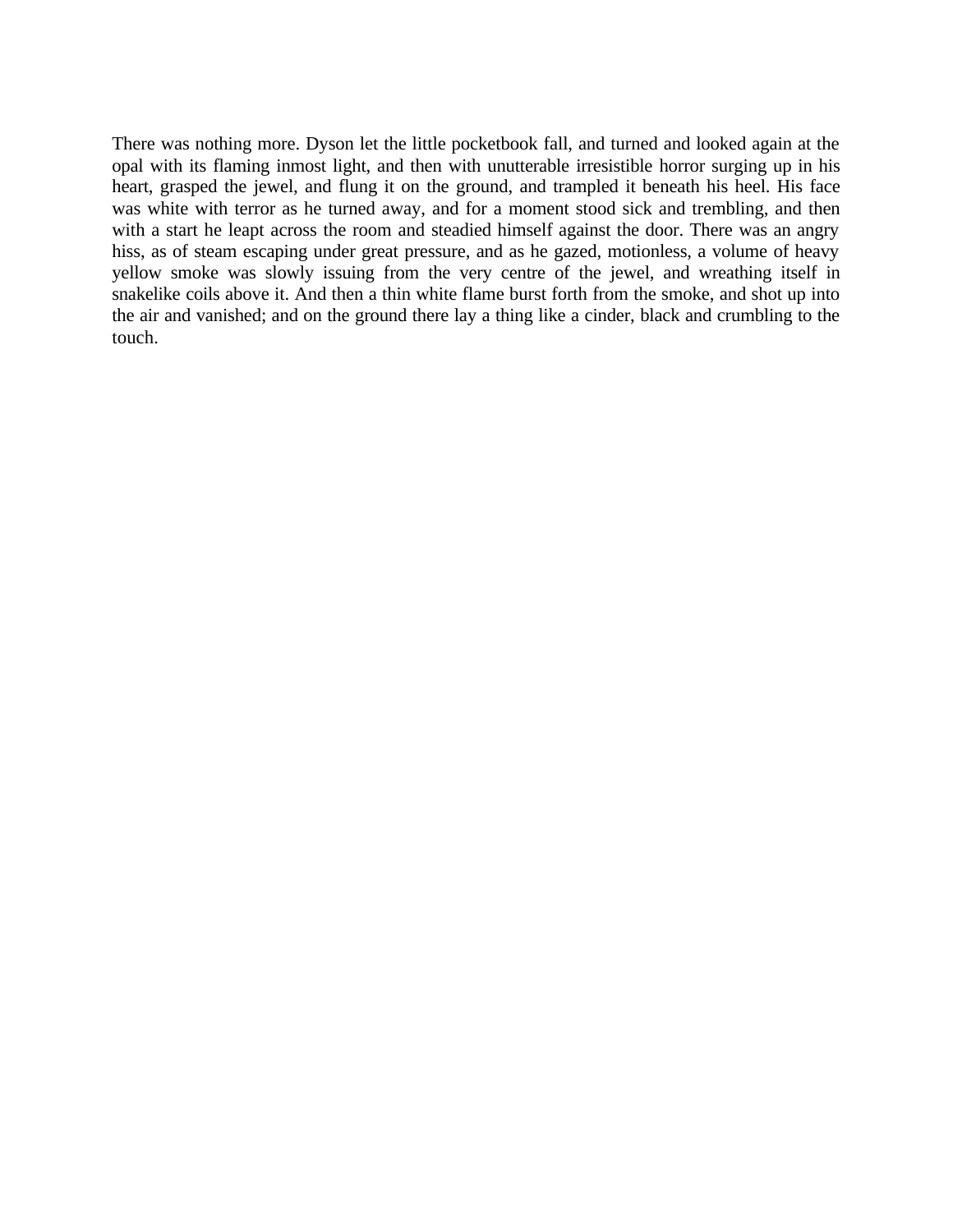There was nothing more. Dyson let the little pocketbook fall, and turned and looked again at the opal with its flaming inmost light, and then with unutterable irresistible horror surging up in his heart, grasped the jewel, and flung it on the ground, and trampled it beneath his heel. His face was white with terror as he turned away, and for a moment stood sick and trembling, and then with a start he leapt across the room and steadied himself against the door. There was an angry hiss, as of steam escaping under great pressure, and as he gazed, motionless, a volume of heavy yellow smoke was slowly issuing from the very centre of the jewel, and wreathing itself in snakelike coils above it. And then a thin white flame burst forth from the smoke, and shot up into the air and vanished; and on the ground there lay a thing like a cinder, black and crumbling to the touch.